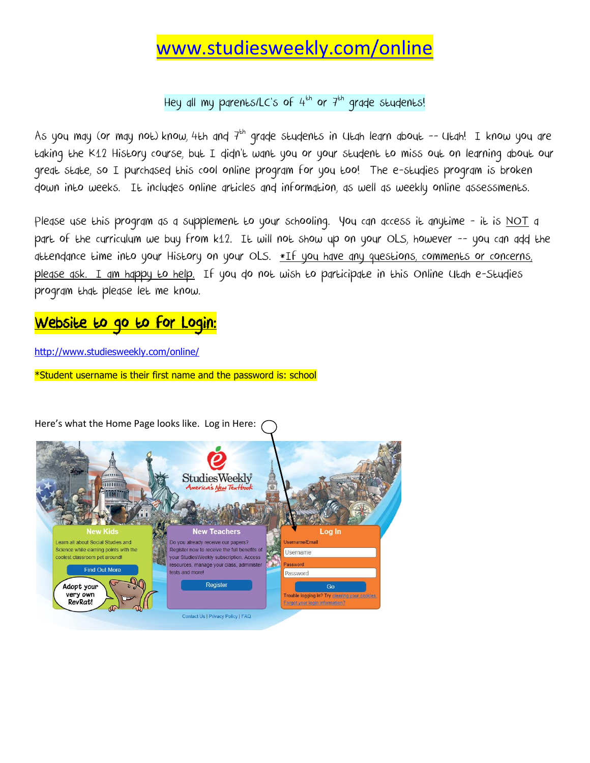# www.studiesweekly.com/online

Hey all my parents/LC's of 4th or 7th grade students!

As you may (or may not) know, 4th and 7th grade students in Utah learn about -- Utah! I know you are taking the K12 History course, but I didn't want you or your student to miss out on learning about our great state, so I purchased this cool online program for you too! The e-studies program is broken down into weeks. It includes online articles and information, as well as weekly online assessments.

Please use this program as a supplement to your schooling. You can access it anytime – it is NOT a part of the curriculum we buy from k12. It will not show up on your OLS, however -- you can add the attendance time into your History on your OLS. *If you have any questions, comments or concerns, please ask. I am happy to help. If you do not wish to participate in this Online Utah e-Studies program that please let me know.

## Website to go to for Login:

http://www.studiesweekly.com/online/

*Student username is their first name and the password is: school

Here's what the Home Page looks like. Log in Here: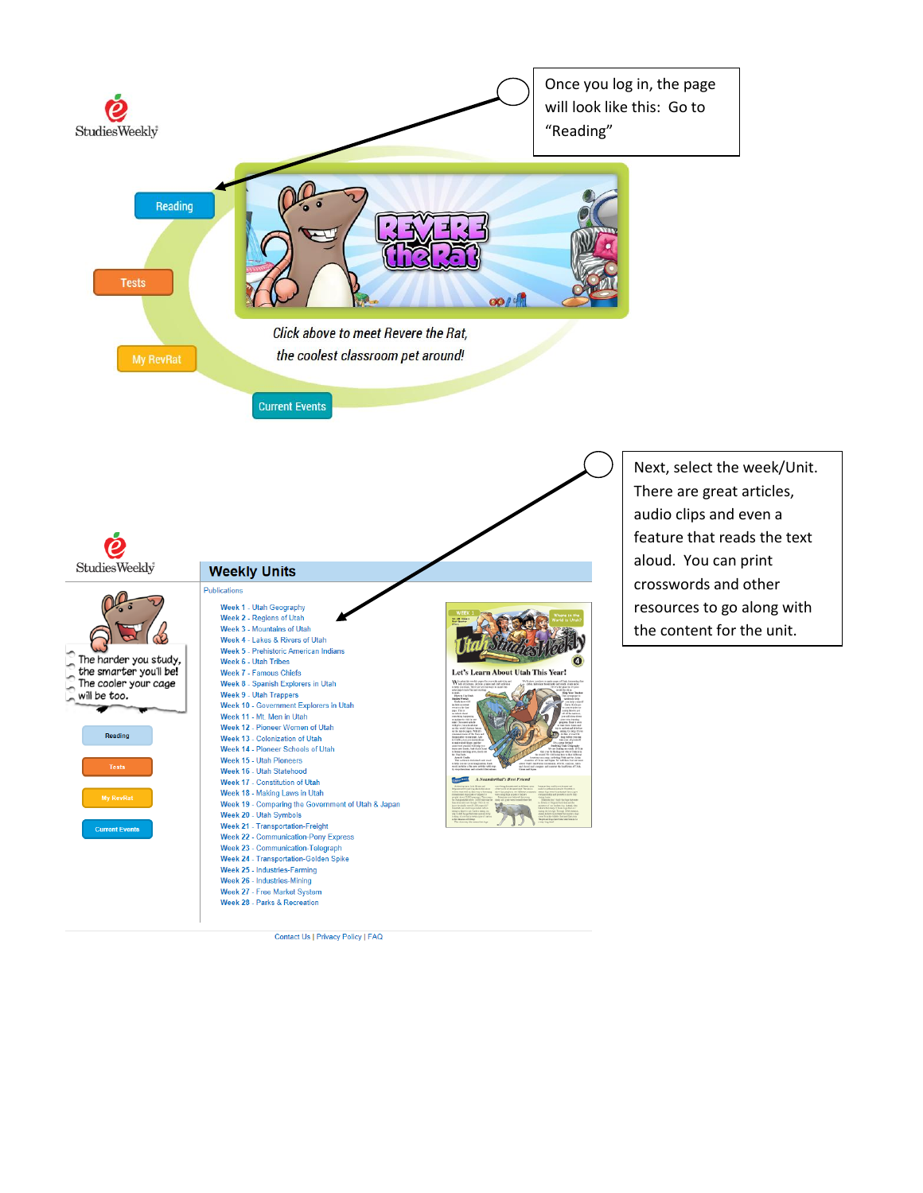Once you log in, the page will look like this: Go to "Reading"

StudiesWeekly

Reading

Tests

My RevRat

Current Events

*Click above to meet Revere the Rat, the coolest classroom pet around!*

Next, select the week/Unit. There are great articles, audio clips and even a feature that reads the text aloud. You can print crosswords and other resources to go along with the content for the unit.

StudiesWeekly

## Weekly Units

Publications

- Week 1 - Utah Geography
- Week 2 - Regions of Utah
- Week 3 - Mountains of Utah
- Week 4 - Lakes & Rivers of Utah
- Week 5 - Prehistoric American Indians
- Week 6 - Utah Tribes
- Week 7 - Famous Chiefs
- Week 8 - Spanish Explorers in Utah
- Week 9 - Utah Trappers
- Week 10 - Government Explorers in Utah
- Week 11 - Mt. Men in Utah
- Week 12 - Pioneer Women of Utah
- Week 13 - Colonization of Utah
- Week 14 - Pioneer Schools of Utah
- Week 15 - Utah Pioneers
- Week 16 - Utah Statehood
- Week 17 - Constitution of Utah
- Week 18 - Making Laws in Utah
- Week 19 - Comparing the Government of Utah & Japan
- Week 20 - Utah Symbols
- Week 21 - Transportation-Freight
- Week 22 - Communication-Pony Express
- Week 23 - Communication-Telegraph
- Week 24 - Transportation-Golden Spike
- Week 25 - Industries-Farming
- Week 26 - Industries-Mining
- Week 27 - Free Market System
- Week 28 - Parks & Recreation

The harder you study, the smarter you'll be! The cooler your cage will be too.

Reading

Tests

My RevRat

Current Events

Contact Us | Privacy Policy | FAQ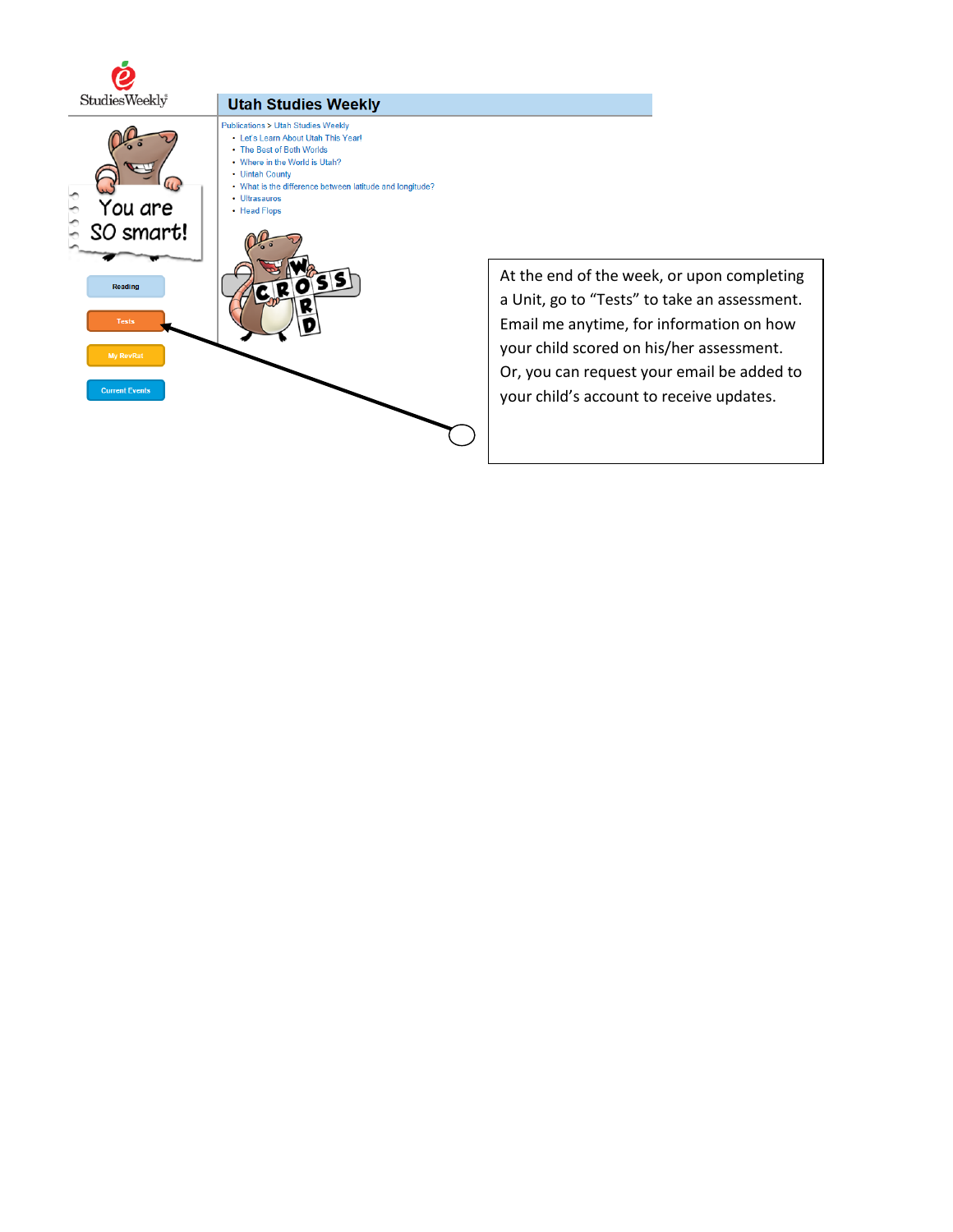StudiesWeekly

## Utah Studies Weekly

Publications > Utah Studies Weekly

- Let's Learn About Utah This Year!
- The Best of Both Worlds
- Where in the World is Utah?
- Uintah County
- What is the difference between latitude and longitude?
- Ultrasauros
- Head Flops

You are SO smart!

Reading

Tests

My RevRat

Current Events

At the end of the week, or upon completing a Unit, go to "Tests" to take an assessment. Email me anytime, for information on how your child scored on his/her assessment. Or, you can request your email be added to your child's account to receive updates.